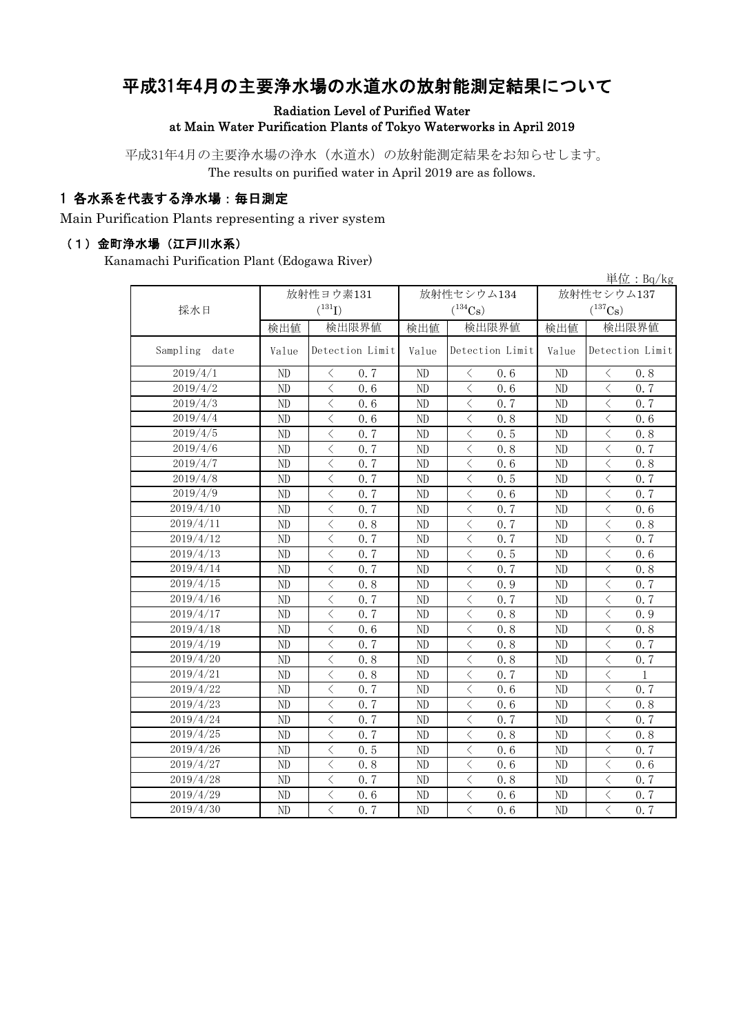# 平成31年4月の主要浄水場の水道水の放射能測定結果について

Radiation Level of Purified Water at Main Water Purification Plants of Tokyo Waterworks in April 2019

平成31年4月の主要浄水場の浄水（水道水）の放射能測定結果をお知らせします。
The results on purified water in April 2019 are as follows.

## 1 各水系を代表する浄水場：毎日測定

Main Purification Plants representing a river system

### （1）金町浄水場（江戸川水系）

Kanamachi Purification Plant (Edogawa River)

単位：Bq/kg

| 採水日 | 放射性ヨウ素131 ($^{131}I$) | | 放射性セシウム134 ($^{134}Cs$) | | 放射性セシウム137 ($^{137}Cs$) | |
|---|---|---|---|---|---|---|
| | 検出値 | 検出限界値 | 検出値 | 検出限界値 | 検出値 | 検出限界値 |
| Sampling date | Value | Detection Limit | Value | Detection Limit | Value | Detection Limit |
| 2019/4/1 | ND | ＜ 0.7 | ND | ＜ 0.6 | ND | ＜ 0.8 |
| 2019/4/2 | ND | ＜ 0.6 | ND | ＜ 0.6 | ND | ＜ 0.7 |
| 2019/4/3 | ND | ＜ 0.6 | ND | ＜ 0.7 | ND | ＜ 0.7 |
| 2019/4/4 | ND | ＜ 0.6 | ND | ＜ 0.8 | ND | ＜ 0.6 |
| 2019/4/5 | ND | ＜ 0.7 | ND | ＜ 0.5 | ND | ＜ 0.8 |
| 2019/4/6 | ND | ＜ 0.7 | ND | ＜ 0.8 | ND | ＜ 0.7 |
| 2019/4/7 | ND | ＜ 0.7 | ND | ＜ 0.6 | ND | ＜ 0.8 |
| 2019/4/8 | ND | ＜ 0.7 | ND | ＜ 0.5 | ND | ＜ 0.7 |
| 2019/4/9 | ND | ＜ 0.7 | ND | ＜ 0.6 | ND | ＜ 0.7 |
| 2019/4/10 | ND | ＜ 0.7 | ND | ＜ 0.7 | ND | ＜ 0.6 |
| 2019/4/11 | ND | ＜ 0.8 | ND | ＜ 0.7 | ND | ＜ 0.8 |
| 2019/4/12 | ND | ＜ 0.7 | ND | ＜ 0.7 | ND | ＜ 0.7 |
| 2019/4/13 | ND | ＜ 0.7 | ND | ＜ 0.5 | ND | ＜ 0.6 |
| 2019/4/14 | ND | ＜ 0.7 | ND | ＜ 0.7 | ND | ＜ 0.8 |
| 2019/4/15 | ND | ＜ 0.8 | ND | ＜ 0.9 | ND | ＜ 0.7 |
| 2019/4/16 | ND | ＜ 0.7 | ND | ＜ 0.7 | ND | ＜ 0.7 |
| 2019/4/17 | ND | ＜ 0.7 | ND | ＜ 0.8 | ND | ＜ 0.9 |
| 2019/4/18 | ND | ＜ 0.6 | ND | ＜ 0.8 | ND | ＜ 0.8 |
| 2019/4/19 | ND | ＜ 0.7 | ND | ＜ 0.8 | ND | ＜ 0.7 |
| 2019/4/20 | ND | ＜ 0.8 | ND | ＜ 0.8 | ND | ＜ 0.7 |
| 2019/4/21 | ND | ＜ 0.8 | ND | ＜ 0.7 | ND | ＜ 1 |
| 2019/4/22 | ND | ＜ 0.7 | ND | ＜ 0.6 | ND | ＜ 0.7 |
| 2019/4/23 | ND | ＜ 0.7 | ND | ＜ 0.6 | ND | ＜ 0.8 |
| 2019/4/24 | ND | ＜ 0.7 | ND | ＜ 0.7 | ND | ＜ 0.7 |
| 2019/4/25 | ND | ＜ 0.7 | ND | ＜ 0.8 | ND | ＜ 0.8 |
| 2019/4/26 | ND | ＜ 0.5 | ND | ＜ 0.6 | ND | ＜ 0.7 |
| 2019/4/27 | ND | ＜ 0.8 | ND | ＜ 0.6 | ND | ＜ 0.6 |
| 2019/4/28 | ND | ＜ 0.7 | ND | ＜ 0.8 | ND | ＜ 0.7 |
| 2019/4/29 | ND | ＜ 0.6 | ND | ＜ 0.6 | ND | ＜ 0.7 |
| 2019/4/30 | ND | ＜ 0.7 | ND | ＜ 0.6 | ND | ＜ 0.7 |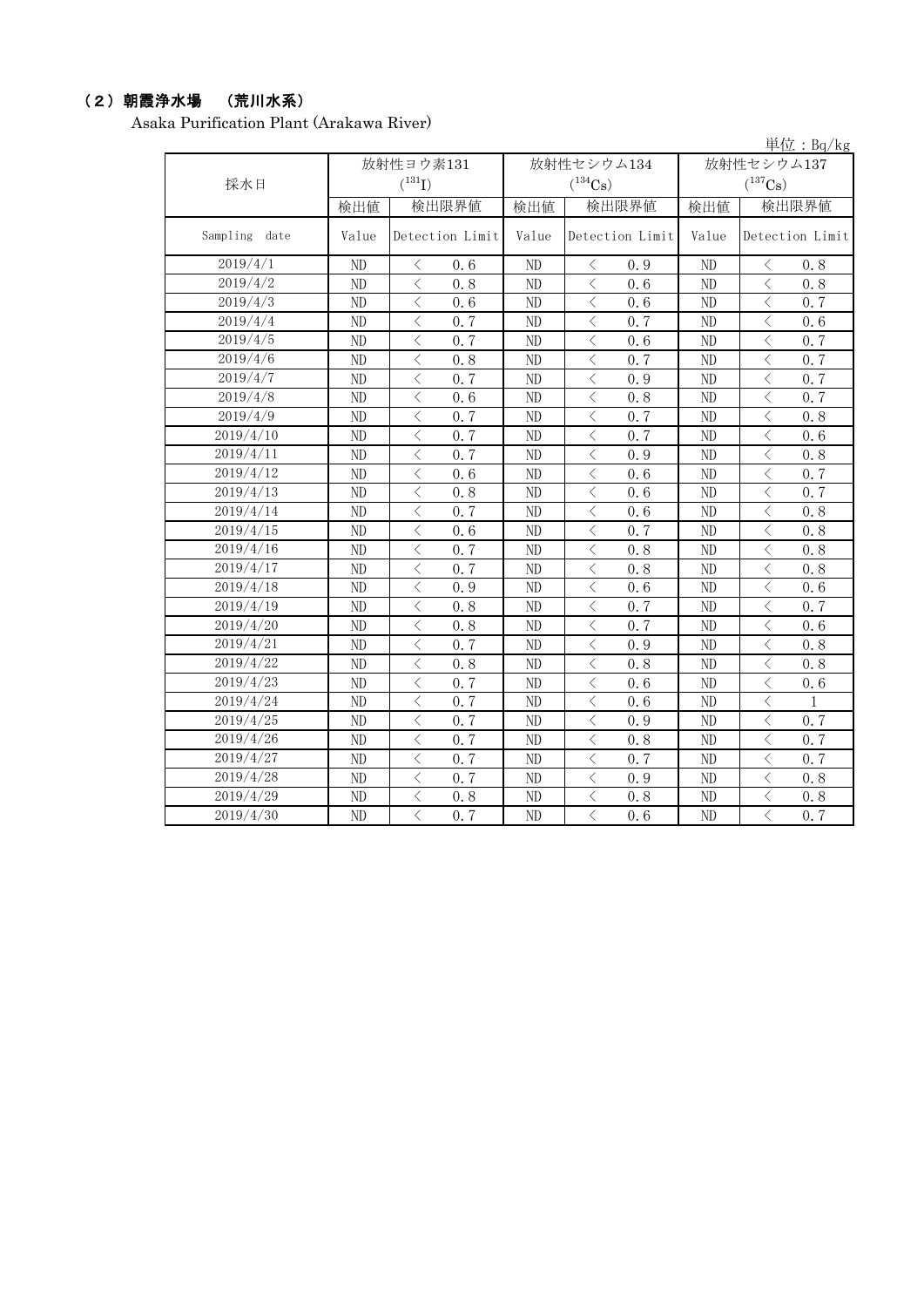## （2）朝霞浄水場　（荒川水系）

Asaka Purification Plant (Arakawa River)

単位：Bq/kg

| 採水日 | 放射性ヨウ素131 ($^{131}I$) | | 放射性セシウム134 ($^{134}Cs$) | | 放射性セシウム137 ($^{137}Cs$) | |
|---|---|---|---|---|---|---|
| | 検出値 | 検出限界値 | 検出値 | 検出限界値 | 検出値 | 検出限界値 |
| Sampling date | Value | Detection Limit | Value | Detection Limit | Value | Detection Limit |
| 2019/4/1 | ND | ＜ 0.6 | ND | ＜ 0.9 | ND | ＜ 0.8 |
| 2019/4/2 | ND | ＜ 0.8 | ND | ＜ 0.6 | ND | ＜ 0.8 |
| 2019/4/3 | ND | ＜ 0.6 | ND | ＜ 0.6 | ND | ＜ 0.7 |
| 2019/4/4 | ND | ＜ 0.7 | ND | ＜ 0.7 | ND | ＜ 0.6 |
| 2019/4/5 | ND | ＜ 0.7 | ND | ＜ 0.6 | ND | ＜ 0.7 |
| 2019/4/6 | ND | ＜ 0.8 | ND | ＜ 0.7 | ND | ＜ 0.7 |
| 2019/4/7 | ND | ＜ 0.7 | ND | ＜ 0.9 | ND | ＜ 0.7 |
| 2019/4/8 | ND | ＜ 0.6 | ND | ＜ 0.8 | ND | ＜ 0.7 |
| 2019/4/9 | ND | ＜ 0.7 | ND | ＜ 0.7 | ND | ＜ 0.8 |
| 2019/4/10 | ND | ＜ 0.7 | ND | ＜ 0.7 | ND | ＜ 0.6 |
| 2019/4/11 | ND | ＜ 0.7 | ND | ＜ 0.9 | ND | ＜ 0.8 |
| 2019/4/12 | ND | ＜ 0.6 | ND | ＜ 0.6 | ND | ＜ 0.7 |
| 2019/4/13 | ND | ＜ 0.8 | ND | ＜ 0.6 | ND | ＜ 0.7 |
| 2019/4/14 | ND | ＜ 0.7 | ND | ＜ 0.6 | ND | ＜ 0.8 |
| 2019/4/15 | ND | ＜ 0.6 | ND | ＜ 0.7 | ND | ＜ 0.8 |
| 2019/4/16 | ND | ＜ 0.7 | ND | ＜ 0.8 | ND | ＜ 0.8 |
| 2019/4/17 | ND | ＜ 0.7 | ND | ＜ 0.8 | ND | ＜ 0.8 |
| 2019/4/18 | ND | ＜ 0.9 | ND | ＜ 0.6 | ND | ＜ 0.6 |
| 2019/4/19 | ND | ＜ 0.8 | ND | ＜ 0.7 | ND | ＜ 0.7 |
| 2019/4/20 | ND | ＜ 0.8 | ND | ＜ 0.7 | ND | ＜ 0.6 |
| 2019/4/21 | ND | ＜ 0.7 | ND | ＜ 0.9 | ND | ＜ 0.8 |
| 2019/4/22 | ND | ＜ 0.8 | ND | ＜ 0.8 | ND | ＜ 0.8 |
| 2019/4/23 | ND | ＜ 0.7 | ND | ＜ 0.6 | ND | ＜ 0.6 |
| 2019/4/24 | ND | ＜ 0.7 | ND | ＜ 0.6 | ND | ＜ 1 |
| 2019/4/25 | ND | ＜ 0.7 | ND | ＜ 0.9 | ND | ＜ 0.7 |
| 2019/4/26 | ND | ＜ 0.7 | ND | ＜ 0.8 | ND | ＜ 0.7 |
| 2019/4/27 | ND | ＜ 0.7 | ND | ＜ 0.7 | ND | ＜ 0.7 |
| 2019/4/28 | ND | ＜ 0.7 | ND | ＜ 0.9 | ND | ＜ 0.8 |
| 2019/4/29 | ND | ＜ 0.8 | ND | ＜ 0.8 | ND | ＜ 0.8 |
| 2019/4/30 | ND | ＜ 0.7 | ND | ＜ 0.6 | ND | ＜ 0.7 |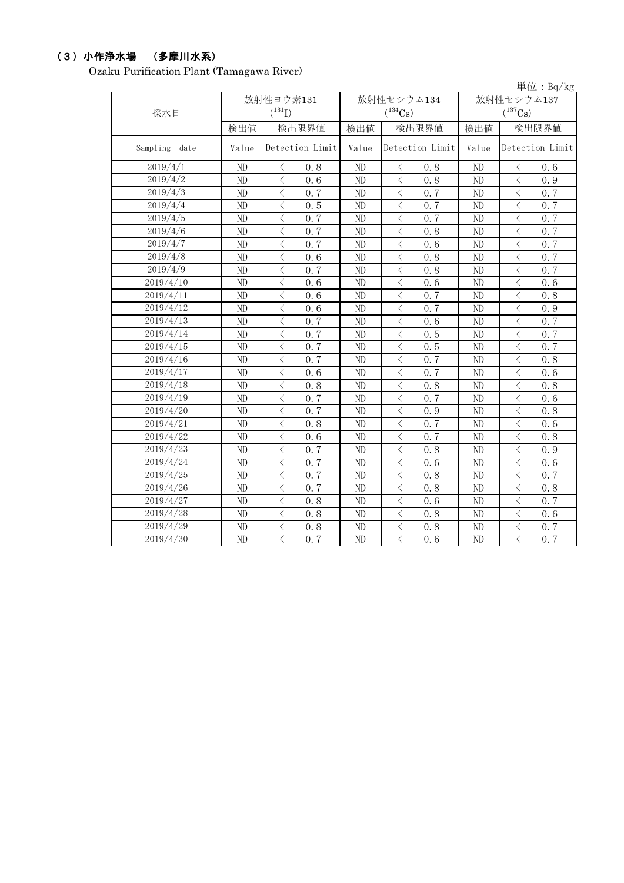## （３）小作浄水場　（多摩川水系）

Ozaku Purification Plant (Tamagawa River)

単位：Bq/kg

| 採水日 | 放射性ヨウ素131 ($^{131}I$) | | 放射性セシウム134 ($^{134}Cs$) | | 放射性セシウム137 ($^{137}Cs$) | |
|---|---|---|---|---|---|---|
| | 検出値 | 検出限界値 | 検出値 | 検出限界値 | 検出値 | 検出限界値 |
| Sampling date | Value | Detection Limit | Value | Detection Limit | Value | Detection Limit |
| 2019/4/1 | ND | ＜ 0.8 | ND | ＜ 0.8 | ND | ＜ 0.6 |
| 2019/4/2 | ND | ＜ 0.6 | ND | ＜ 0.8 | ND | ＜ 0.9 |
| 2019/4/3 | ND | ＜ 0.7 | ND | ＜ 0.7 | ND | ＜ 0.7 |
| 2019/4/4 | ND | ＜ 0.5 | ND | ＜ 0.7 | ND | ＜ 0.7 |
| 2019/4/5 | ND | ＜ 0.7 | ND | ＜ 0.7 | ND | ＜ 0.7 |
| 2019/4/6 | ND | ＜ 0.7 | ND | ＜ 0.8 | ND | ＜ 0.7 |
| 2019/4/7 | ND | ＜ 0.7 | ND | ＜ 0.6 | ND | ＜ 0.7 |
| 2019/4/8 | ND | ＜ 0.6 | ND | ＜ 0.8 | ND | ＜ 0.7 |
| 2019/4/9 | ND | ＜ 0.7 | ND | ＜ 0.8 | ND | ＜ 0.7 |
| 2019/4/10 | ND | ＜ 0.6 | ND | ＜ 0.6 | ND | ＜ 0.6 |
| 2019/4/11 | ND | ＜ 0.6 | ND | ＜ 0.7 | ND | ＜ 0.8 |
| 2019/4/12 | ND | ＜ 0.6 | ND | ＜ 0.7 | ND | ＜ 0.9 |
| 2019/4/13 | ND | ＜ 0.7 | ND | ＜ 0.6 | ND | ＜ 0.7 |
| 2019/4/14 | ND | ＜ 0.7 | ND | ＜ 0.5 | ND | ＜ 0.7 |
| 2019/4/15 | ND | ＜ 0.7 | ND | ＜ 0.5 | ND | ＜ 0.7 |
| 2019/4/16 | ND | ＜ 0.7 | ND | ＜ 0.7 | ND | ＜ 0.8 |
| 2019/4/17 | ND | ＜ 0.6 | ND | ＜ 0.7 | ND | ＜ 0.6 |
| 2019/4/18 | ND | ＜ 0.8 | ND | ＜ 0.8 | ND | ＜ 0.8 |
| 2019/4/19 | ND | ＜ 0.7 | ND | ＜ 0.7 | ND | ＜ 0.6 |
| 2019/4/20 | ND | ＜ 0.7 | ND | ＜ 0.9 | ND | ＜ 0.8 |
| 2019/4/21 | ND | ＜ 0.8 | ND | ＜ 0.7 | ND | ＜ 0.6 |
| 2019/4/22 | ND | ＜ 0.6 | ND | ＜ 0.7 | ND | ＜ 0.8 |
| 2019/4/23 | ND | ＜ 0.7 | ND | ＜ 0.8 | ND | ＜ 0.9 |
| 2019/4/24 | ND | ＜ 0.7 | ND | ＜ 0.6 | ND | ＜ 0.6 |
| 2019/4/25 | ND | ＜ 0.7 | ND | ＜ 0.8 | ND | ＜ 0.7 |
| 2019/4/26 | ND | ＜ 0.7 | ND | ＜ 0.8 | ND | ＜ 0.8 |
| 2019/4/27 | ND | ＜ 0.8 | ND | ＜ 0.6 | ND | ＜ 0.7 |
| 2019/4/28 | ND | ＜ 0.8 | ND | ＜ 0.8 | ND | ＜ 0.6 |
| 2019/4/29 | ND | ＜ 0.8 | ND | ＜ 0.8 | ND | ＜ 0.7 |
| 2019/4/30 | ND | ＜ 0.7 | ND | ＜ 0.6 | ND | ＜ 0.7 |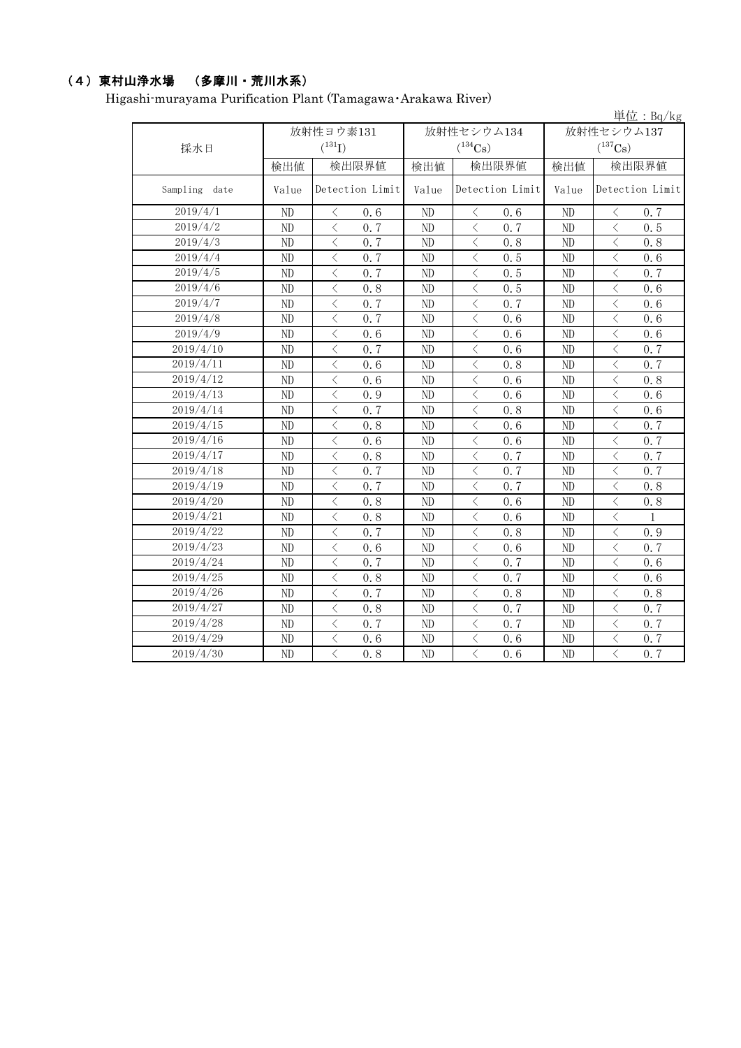## （4）東村山浄水場　（多摩川・荒川水系）

Higashi-murayama Purification Plant (Tamagawa･Arakawa River)

単位：Bq/kg

| 採水日 | 放射性ヨウ素131 ($^{131}I$) | | 放射性セシウム134 ($^{134}Cs$) | | 放射性セシウム137 ($^{137}Cs$) | |
|---|---|---|---|---|---|---|
| | 検出値 | 検出限界値 | 検出値 | 検出限界値 | 検出値 | 検出限界値 |
| Sampling date | Value | Detection Limit | Value | Detection Limit | Value | Detection Limit |
| 2019/4/1 | ND | ＜ 0.6 | ND | ＜ 0.6 | ND | ＜ 0.7 |
| 2019/4/2 | ND | ＜ 0.7 | ND | ＜ 0.7 | ND | ＜ 0.5 |
| 2019/4/3 | ND | ＜ 0.7 | ND | ＜ 0.8 | ND | ＜ 0.8 |
| 2019/4/4 | ND | ＜ 0.7 | ND | ＜ 0.5 | ND | ＜ 0.6 |
| 2019/4/5 | ND | ＜ 0.7 | ND | ＜ 0.5 | ND | ＜ 0.7 |
| 2019/4/6 | ND | ＜ 0.8 | ND | ＜ 0.5 | ND | ＜ 0.6 |
| 2019/4/7 | ND | ＜ 0.7 | ND | ＜ 0.7 | ND | ＜ 0.6 |
| 2019/4/8 | ND | ＜ 0.7 | ND | ＜ 0.6 | ND | ＜ 0.6 |
| 2019/4/9 | ND | ＜ 0.6 | ND | ＜ 0.6 | ND | ＜ 0.6 |
| 2019/4/10 | ND | ＜ 0.7 | ND | ＜ 0.6 | ND | ＜ 0.7 |
| 2019/4/11 | ND | ＜ 0.6 | ND | ＜ 0.8 | ND | ＜ 0.7 |
| 2019/4/12 | ND | ＜ 0.6 | ND | ＜ 0.6 | ND | ＜ 0.8 |
| 2019/4/13 | ND | ＜ 0.9 | ND | ＜ 0.6 | ND | ＜ 0.6 |
| 2019/4/14 | ND | ＜ 0.7 | ND | ＜ 0.8 | ND | ＜ 0.6 |
| 2019/4/15 | ND | ＜ 0.8 | ND | ＜ 0.6 | ND | ＜ 0.7 |
| 2019/4/16 | ND | ＜ 0.6 | ND | ＜ 0.6 | ND | ＜ 0.7 |
| 2019/4/17 | ND | ＜ 0.8 | ND | ＜ 0.7 | ND | ＜ 0.7 |
| 2019/4/18 | ND | ＜ 0.7 | ND | ＜ 0.7 | ND | ＜ 0.7 |
| 2019/4/19 | ND | ＜ 0.7 | ND | ＜ 0.7 | ND | ＜ 0.8 |
| 2019/4/20 | ND | ＜ 0.8 | ND | ＜ 0.6 | ND | ＜ 0.8 |
| 2019/4/21 | ND | ＜ 0.8 | ND | ＜ 0.6 | ND | ＜ 1 |
| 2019/4/22 | ND | ＜ 0.7 | ND | ＜ 0.8 | ND | ＜ 0.9 |
| 2019/4/23 | ND | ＜ 0.6 | ND | ＜ 0.6 | ND | ＜ 0.7 |
| 2019/4/24 | ND | ＜ 0.7 | ND | ＜ 0.7 | ND | ＜ 0.6 |
| 2019/4/25 | ND | ＜ 0.8 | ND | ＜ 0.7 | ND | ＜ 0.6 |
| 2019/4/26 | ND | ＜ 0.7 | ND | ＜ 0.8 | ND | ＜ 0.8 |
| 2019/4/27 | ND | ＜ 0.8 | ND | ＜ 0.7 | ND | ＜ 0.7 |
| 2019/4/28 | ND | ＜ 0.7 | ND | ＜ 0.7 | ND | ＜ 0.7 |
| 2019/4/29 | ND | ＜ 0.6 | ND | ＜ 0.6 | ND | ＜ 0.7 |
| 2019/4/30 | ND | ＜ 0.8 | ND | ＜ 0.6 | ND | ＜ 0.7 |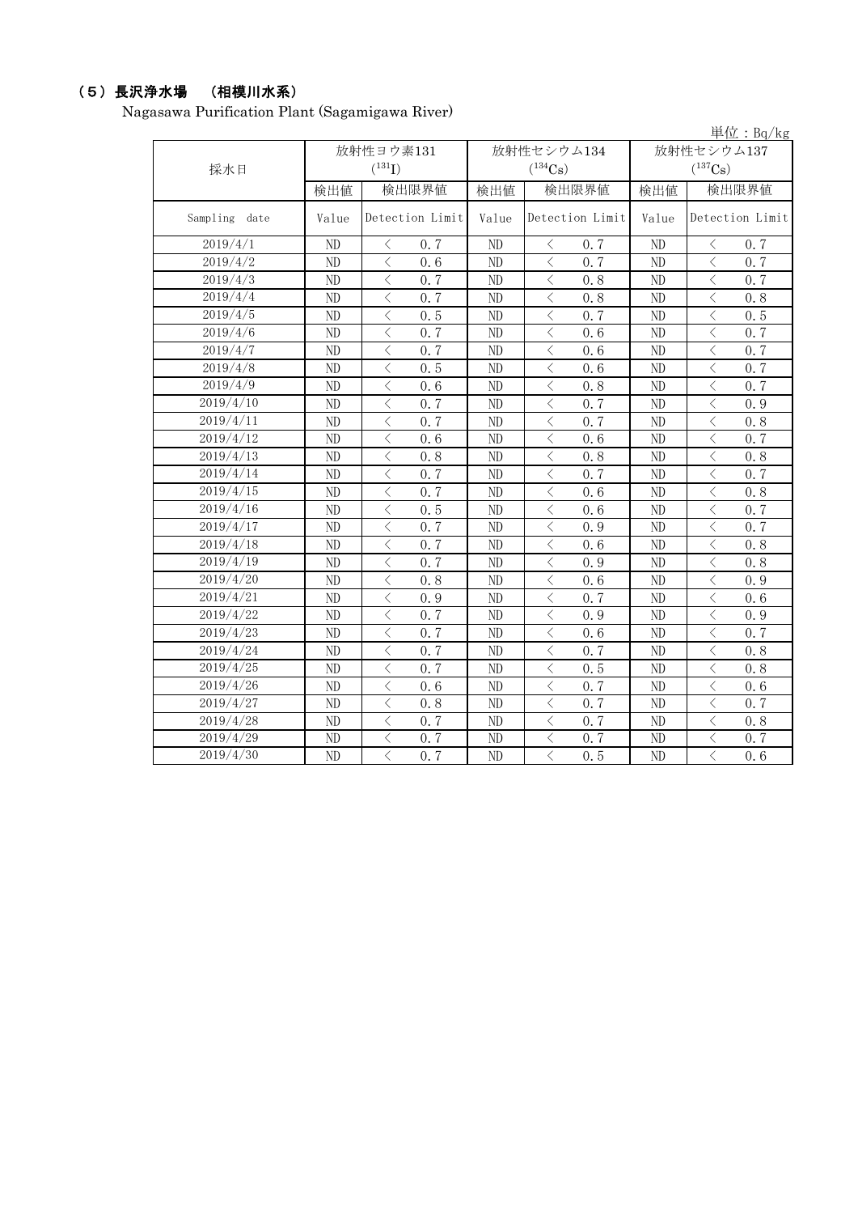## （5）長沢浄水場　（相模川水系）

Nagasawa Purification Plant (Sagamigawa River)

単位：Bq/kg

| 採水日 | 放射性ヨウ素131 ($^{131}I$) | | 放射性セシウム134 ($^{134}Cs$) | | 放射性セシウム137 ($^{137}Cs$) | |
|---|---|---|---|---|---|---|
| | 検出値 | 検出限界値 | 検出値 | 検出限界値 | 検出値 | 検出限界値 |
| Sampling date | Value | Detection Limit | Value | Detection Limit | Value | Detection Limit |
| 2019/4/1 | ND | ＜ 0.7 | ND | ＜ 0.7 | ND | ＜ 0.7 |
| 2019/4/2 | ND | ＜ 0.6 | ND | ＜ 0.7 | ND | ＜ 0.7 |
| 2019/4/3 | ND | ＜ 0.7 | ND | ＜ 0.8 | ND | ＜ 0.7 |
| 2019/4/4 | ND | ＜ 0.7 | ND | ＜ 0.8 | ND | ＜ 0.8 |
| 2019/4/5 | ND | ＜ 0.5 | ND | ＜ 0.7 | ND | ＜ 0.5 |
| 2019/4/6 | ND | ＜ 0.7 | ND | ＜ 0.6 | ND | ＜ 0.7 |
| 2019/4/7 | ND | ＜ 0.7 | ND | ＜ 0.6 | ND | ＜ 0.7 |
| 2019/4/8 | ND | ＜ 0.5 | ND | ＜ 0.6 | ND | ＜ 0.7 |
| 2019/4/9 | ND | ＜ 0.6 | ND | ＜ 0.8 | ND | ＜ 0.7 |
| 2019/4/10 | ND | ＜ 0.7 | ND | ＜ 0.7 | ND | ＜ 0.9 |
| 2019/4/11 | ND | ＜ 0.7 | ND | ＜ 0.7 | ND | ＜ 0.8 |
| 2019/4/12 | ND | ＜ 0.6 | ND | ＜ 0.6 | ND | ＜ 0.7 |
| 2019/4/13 | ND | ＜ 0.8 | ND | ＜ 0.8 | ND | ＜ 0.8 |
| 2019/4/14 | ND | ＜ 0.7 | ND | ＜ 0.7 | ND | ＜ 0.7 |
| 2019/4/15 | ND | ＜ 0.7 | ND | ＜ 0.6 | ND | ＜ 0.8 |
| 2019/4/16 | ND | ＜ 0.5 | ND | ＜ 0.6 | ND | ＜ 0.7 |
| 2019/4/17 | ND | ＜ 0.7 | ND | ＜ 0.9 | ND | ＜ 0.7 |
| 2019/4/18 | ND | ＜ 0.7 | ND | ＜ 0.6 | ND | ＜ 0.8 |
| 2019/4/19 | ND | ＜ 0.7 | ND | ＜ 0.9 | ND | ＜ 0.8 |
| 2019/4/20 | ND | ＜ 0.8 | ND | ＜ 0.6 | ND | ＜ 0.9 |
| 2019/4/21 | ND | ＜ 0.9 | ND | ＜ 0.7 | ND | ＜ 0.6 |
| 2019/4/22 | ND | ＜ 0.7 | ND | ＜ 0.9 | ND | ＜ 0.9 |
| 2019/4/23 | ND | ＜ 0.7 | ND | ＜ 0.6 | ND | ＜ 0.7 |
| 2019/4/24 | ND | ＜ 0.7 | ND | ＜ 0.7 | ND | ＜ 0.8 |
| 2019/4/25 | ND | ＜ 0.7 | ND | ＜ 0.5 | ND | ＜ 0.8 |
| 2019/4/26 | ND | ＜ 0.6 | ND | ＜ 0.7 | ND | ＜ 0.6 |
| 2019/4/27 | ND | ＜ 0.8 | ND | ＜ 0.7 | ND | ＜ 0.7 |
| 2019/4/28 | ND | ＜ 0.7 | ND | ＜ 0.7 | ND | ＜ 0.8 |
| 2019/4/29 | ND | ＜ 0.7 | ND | ＜ 0.7 | ND | ＜ 0.7 |
| 2019/4/30 | ND | ＜ 0.7 | ND | ＜ 0.5 | ND | ＜ 0.6 |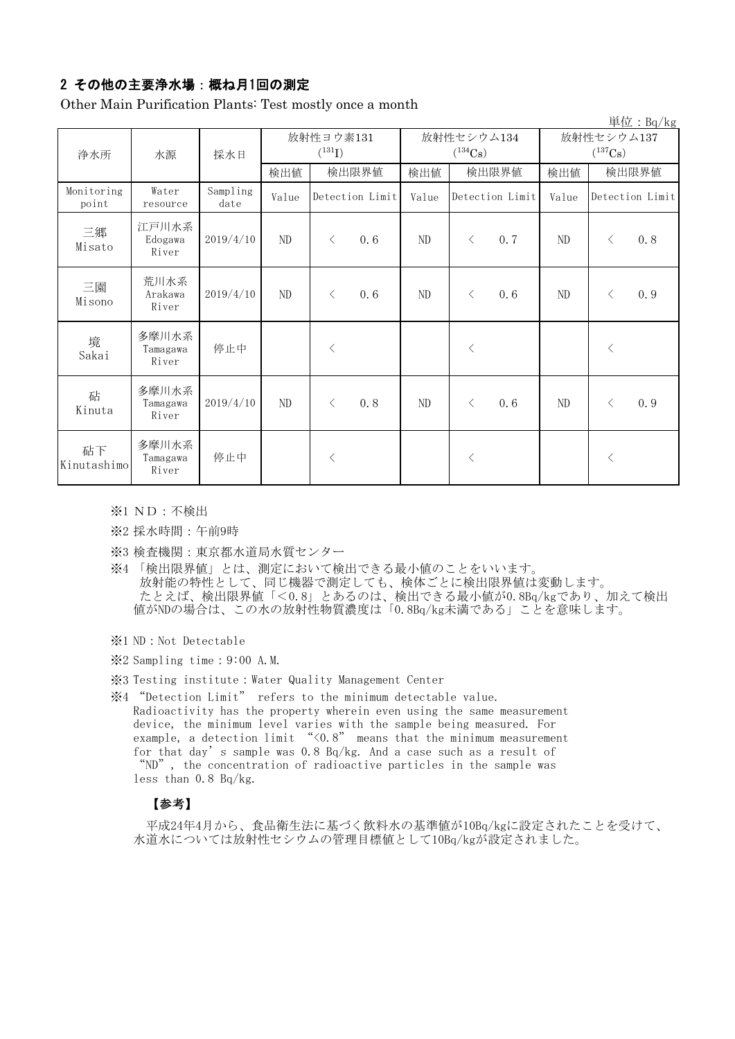## 2 その他の主要浄水場：概ね月1回の測定

Other Main Purification Plants: Test mostly once a month

単位：Bq/kg

| 浄水所 | 水源 | 採水日 | 放射性ヨウ素131 ($^{131}I$) | | 放射性セシウム134 ($^{134}Cs$) | | 放射性セシウム137 ($^{137}Cs$) | |
|---|---|---|---|---|---|---|---|---|
| | | | 検出値 | 検出限界値 | 検出値 | 検出限界値 | 検出値 | 検出限界値 |
| Monitoring point | Water resource | Sampling date | Value | Detection Limit | Value | Detection Limit | Value | Detection Limit |
| 三郷 Misato | 江戸川水系 Edogawa River | 2019/4/10 | ND | ＜ 0.6 | ND | ＜ 0.7 | ND | ＜ 0.8 |
| 三園 Misono | 荒川水系 Arakawa River | 2019/4/10 | ND | ＜ 0.6 | ND | ＜ 0.6 | ND | ＜ 0.9 |
| 境 Sakai | 多摩川水系 Tamagawa River | 停止中 | | ＜ | | ＜ | | ＜ |
| 砧 Kinuta | 多摩川水系 Tamagawa River | 2019/4/10 | ND | ＜ 0.8 | ND | ＜ 0.6 | ND | ＜ 0.9 |
| 砧下 Kinutashimo | 多摩川水系 Tamagawa River | 停止中 | | ＜ | | ＜ | | ＜ |

※1 ＮＤ：不検出

※2 採水時間：午前9時

※3 検査機関：東京都水道局水質センター

※4 「検出限界値」とは、測定において検出できる最小値のことをいいます。
放射能の特性として、同じ機器で測定しても、検体ごとに検出限界値は変動します。
たとえば、検出限界値「＜0.8」とあるのは、検出できる最小値が0.8Bq/kgであり、加えて検出値がNDの場合は、この水の放射性物質濃度は「0.8Bq/kg未満である」ことを意味します。

※1 ND：Not Detectable

※2 Sampling time：9:00 A.M.

※3 Testing institute：Water Quality Management Center

※4 "Detection Limit" refers to the minimum detectable value.
Radioactivity has the property wherein even using the same measurement device, the minimum level varies with the sample being measured. For example, a detection limit "<0.8" means that the minimum measurement for that day's sample was 0.8 Bq/kg. And a case such as a result of "ND", the concentration of radioactive particles in the sample was less than 0.8 Bq/kg.

**【参考】**

平成24年4月から、食品衛生法に基づく飲料水の基準値が10Bq/kgに設定されたことを受けて、水道水については放射性セシウムの管理目標値として10Bq/kgが設定されました。